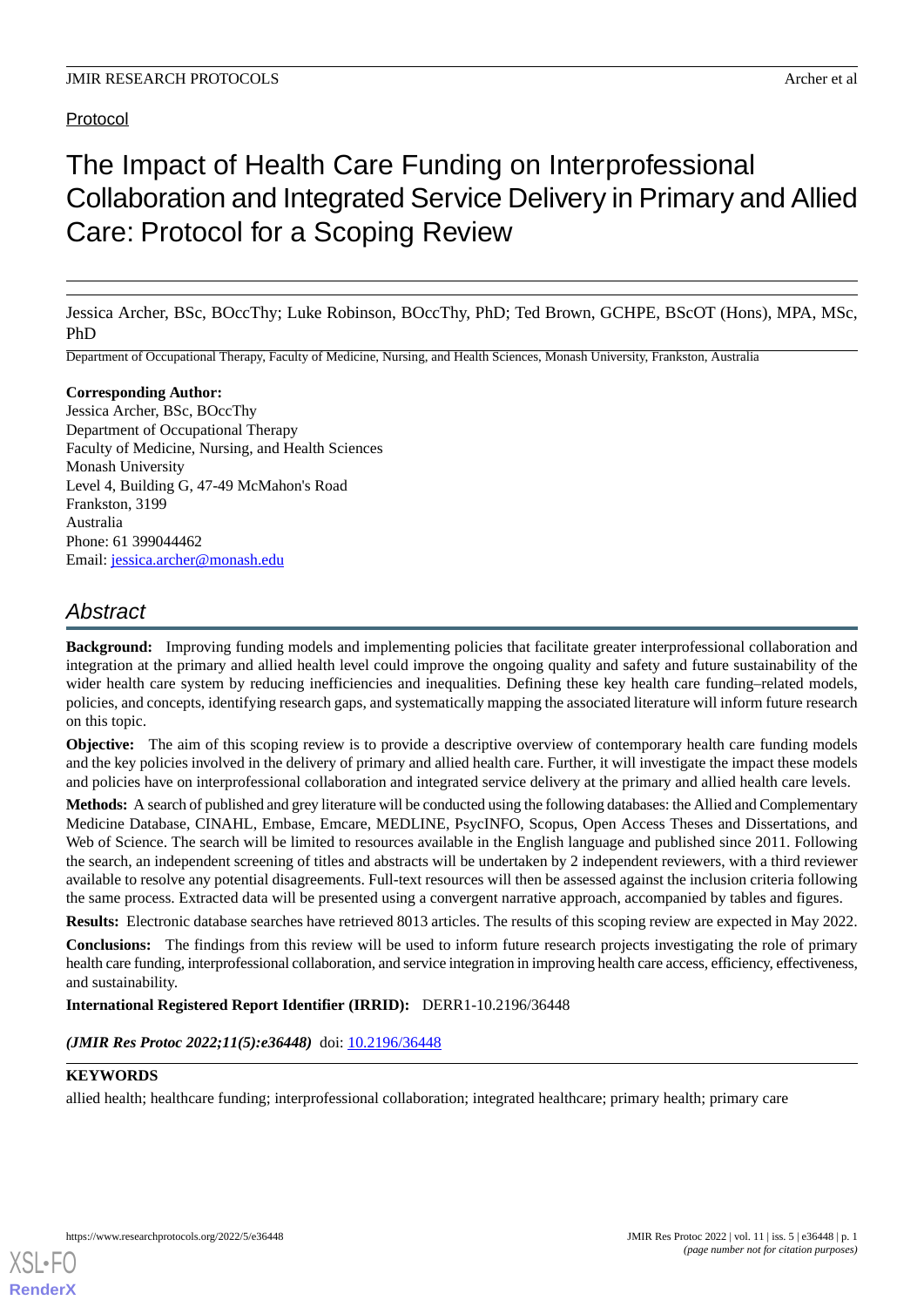Protocol

# The Impact of Health Care Funding on Interprofessional Collaboration and Integrated Service Delivery in Primary and Allied Care: Protocol for a Scoping Review

Jessica Archer, BSc, BOccThy; Luke Robinson, BOccThy, PhD; Ted Brown, GCHPE, BScOT (Hons), MPA, MSc, PhD

Department of Occupational Therapy, Faculty of Medicine, Nursing, and Health Sciences, Monash University, Frankston, Australia

**Corresponding Author:**
Jessica Archer, BSc, BOccThy
Department of Occupational Therapy
Faculty of Medicine, Nursing, and Health Sciences
Monash University
Level 4, Building G, 47-49 McMahon's Road
Frankston, 3199
Australia
Phone: 61 399044462
Email: jessica.archer@monash.edu

## Abstract

**Background:** Improving funding models and implementing policies that facilitate greater interprofessional collaboration and integration at the primary and allied health level could improve the ongoing quality and safety and future sustainability of the wider health care system by reducing inefficiencies and inequalities. Defining these key health care funding–related models, policies, and concepts, identifying research gaps, and systematically mapping the associated literature will inform future research on this topic.

**Objective:** The aim of this scoping review is to provide a descriptive overview of contemporary health care funding models and the key policies involved in the delivery of primary and allied health care. Further, it will investigate the impact these models and policies have on interprofessional collaboration and integrated service delivery at the primary and allied health care levels.

**Methods:** A search of published and grey literature will be conducted using the following databases: the Allied and Complementary Medicine Database, CINAHL, Embase, Emcare, MEDLINE, PsycINFO, Scopus, Open Access Theses and Dissertations, and Web of Science. The search will be limited to resources available in the English language and published since 2011. Following the search, an independent screening of titles and abstracts will be undertaken by 2 independent reviewers, with a third reviewer available to resolve any potential disagreements. Full-text resources will then be assessed against the inclusion criteria following the same process. Extracted data will be presented using a convergent narrative approach, accompanied by tables and figures.

**Results:** Electronic database searches have retrieved 8013 articles. The results of this scoping review are expected in May 2022.

**Conclusions:** The findings from this review will be used to inform future research projects investigating the role of primary health care funding, interprofessional collaboration, and service integration in improving health care access, efficiency, effectiveness, and sustainability.

**International Registered Report Identifier (IRRID):** DERR1-10.2196/36448

***(JMIR Res Protoc 2022;11(5):e36448)*** doi: 10.2196/36448

**KEYWORDS**

allied health; healthcare funding; interprofessional collaboration; integrated healthcare; primary health; primary care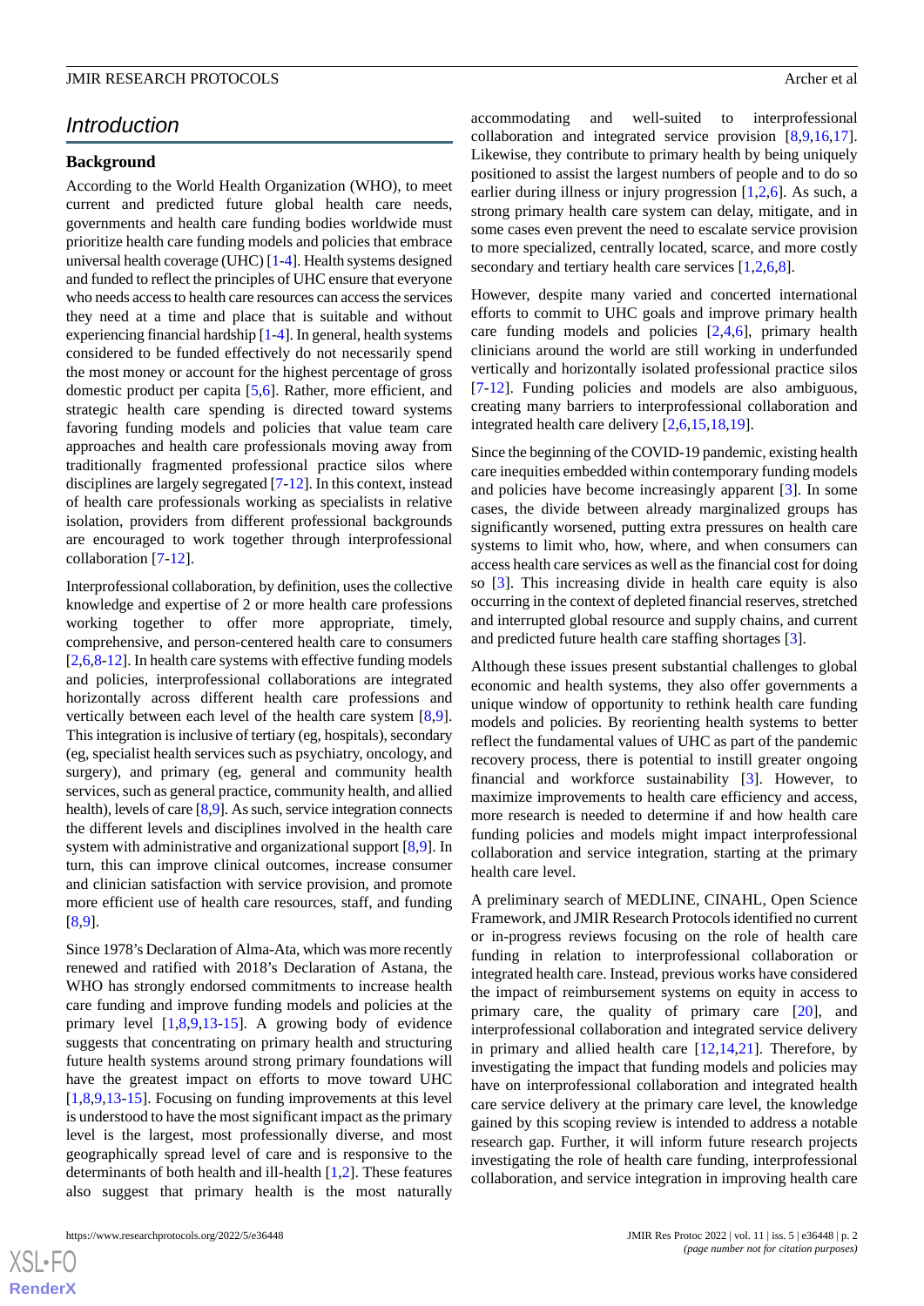# Introduction

## Background

According to the World Health Organization (WHO), to meet current and predicted future global health care needs, governments and health care funding bodies worldwide must prioritize health care funding models and policies that embrace universal health coverage (UHC) [1-4]. Health systems designed and funded to reflect the principles of UHC ensure that everyone who needs access to health care resources can access the services they need at a time and place that is suitable and without experiencing financial hardship [1-4]. In general, health systems considered to be funded effectively do not necessarily spend the most money or account for the highest percentage of gross domestic product per capita [5,6]. Rather, more efficient, and strategic health care spending is directed toward systems favoring funding models and policies that value team care approaches and health care professionals moving away from traditionally fragmented professional practice silos where disciplines are largely segregated [7-12]. In this context, instead of health care professionals working as specialists in relative isolation, providers from different professional backgrounds are encouraged to work together through interprofessional collaboration [7-12].

Interprofessional collaboration, by definition, uses the collective knowledge and expertise of 2 or more health care professions working together to offer more appropriate, timely, comprehensive, and person-centered health care to consumers [2,6,8-12]. In health care systems with effective funding models and policies, interprofessional collaborations are integrated horizontally across different health care professions and vertically between each level of the health care system [8,9]. This integration is inclusive of tertiary (eg, hospitals), secondary (eg, specialist health services such as psychiatry, oncology, and surgery), and primary (eg, general and community health services, such as general practice, community health, and allied health), levels of care [8,9]. As such, service integration connects the different levels and disciplines involved in the health care system with administrative and organizational support [8,9]. In turn, this can improve clinical outcomes, increase consumer and clinician satisfaction with service provision, and promote more efficient use of health care resources, staff, and funding [8,9].

Since 1978's Declaration of Alma-Ata, which was more recently renewed and ratified with 2018's Declaration of Astana, the WHO has strongly endorsed commitments to increase health care funding and improve funding models and policies at the primary level [1,8,9,13-15]. A growing body of evidence suggests that concentrating on primary health and structuring future health systems around strong primary foundations will have the greatest impact on efforts to move toward UHC [1,8,9,13-15]. Focusing on funding improvements at this level is understood to have the most significant impact as the primary level is the largest, most professionally diverse, and most geographically spread level of care and is responsive to the determinants of both health and ill-health [1,2]. These features also suggest that primary health is the most naturally accommodating and well-suited to interprofessional collaboration and integrated service provision [8,9,16,17]. Likewise, they contribute to primary health by being uniquely positioned to assist the largest numbers of people and to do so earlier during illness or injury progression [1,2,6]. As such, a strong primary health care system can delay, mitigate, and in some cases even prevent the need to escalate service provision to more specialized, centrally located, scarce, and more costly secondary and tertiary health care services [1,2,6,8].

However, despite many varied and concerted international efforts to commit to UHC goals and improve primary health care funding models and policies [2,4,6], primary health clinicians around the world are still working in underfunded vertically and horizontally isolated professional practice silos [7-12]. Funding policies and models are also ambiguous, creating many barriers to interprofessional collaboration and integrated health care delivery [2,6,15,18,19].

Since the beginning of the COVID-19 pandemic, existing health care inequities embedded within contemporary funding models and policies have become increasingly apparent [3]. In some cases, the divide between already marginalized groups has significantly worsened, putting extra pressures on health care systems to limit who, how, where, and when consumers can access health care services as well as the financial cost for doing so [3]. This increasing divide in health care equity is also occurring in the context of depleted financial reserves, stretched and interrupted global resource and supply chains, and current and predicted future health care staffing shortages [3].

Although these issues present substantial challenges to global economic and health systems, they also offer governments a unique window of opportunity to rethink health care funding models and policies. By reorienting health systems to better reflect the fundamental values of UHC as part of the pandemic recovery process, there is potential to instill greater ongoing financial and workforce sustainability [3]. However, to maximize improvements to health care efficiency and access, more research is needed to determine if and how health care funding policies and models might impact interprofessional collaboration and service integration, starting at the primary health care level.

A preliminary search of MEDLINE, CINAHL, Open Science Framework, and JMIR Research Protocols identified no current or in-progress reviews focusing on the role of health care funding in relation to interprofessional collaboration or integrated health care. Instead, previous works have considered the impact of reimbursement systems on equity in access to primary care, the quality of primary care [20], and interprofessional collaboration and integrated service delivery in primary and allied health care [12,14,21]. Therefore, by investigating the impact that funding models and policies may have on interprofessional collaboration and integrated health care service delivery at the primary care level, the knowledge gained by this scoping review is intended to address a notable research gap. Further, it will inform future research projects investigating the role of health care funding, interprofessional collaboration, and service integration in improving health care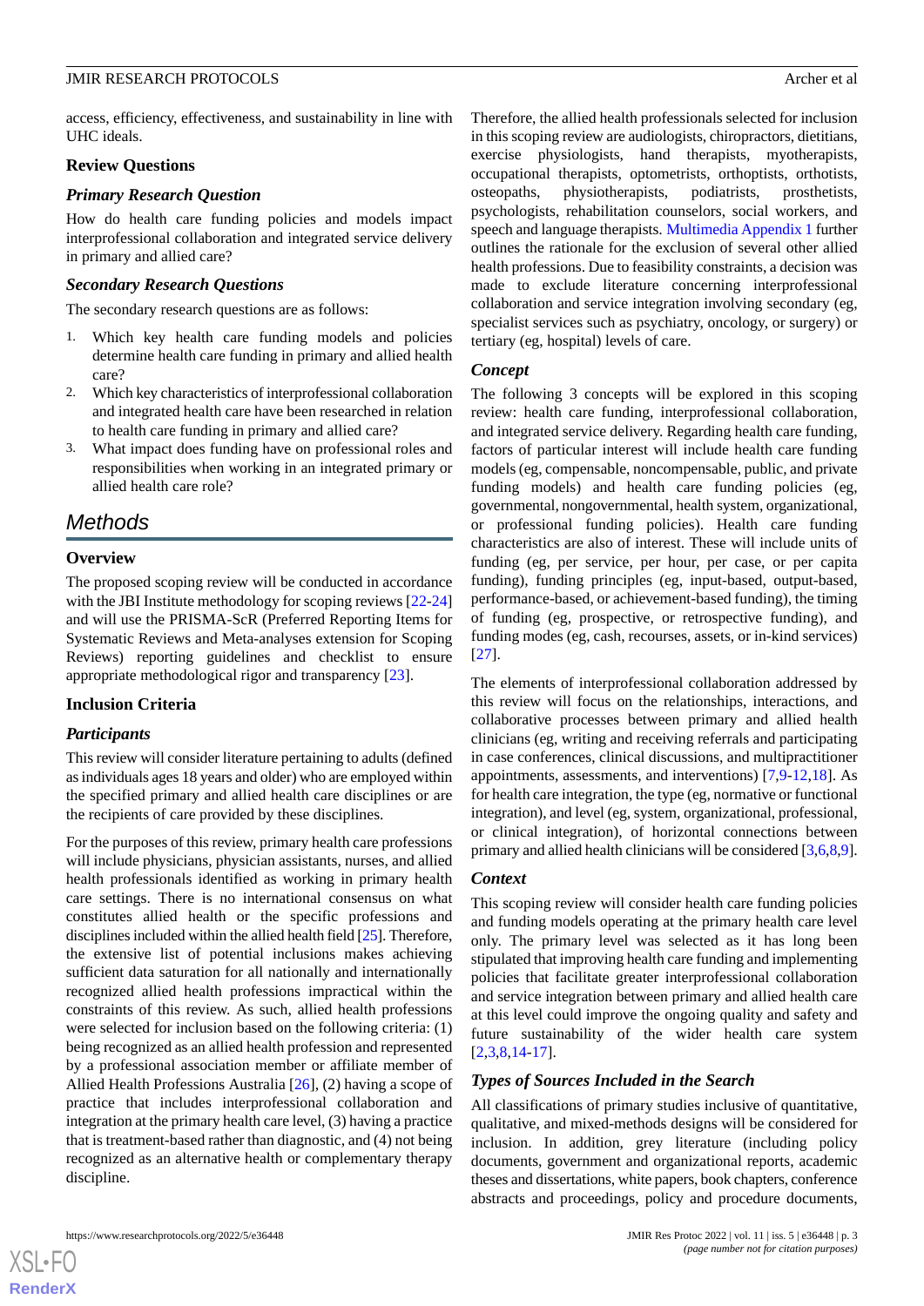access, efficiency, effectiveness, and sustainability in line with UHC ideals.

### Review Questions

#### *Primary Research Question*

How do health care funding policies and models impact interprofessional collaboration and integrated service delivery in primary and allied care?

#### *Secondary Research Questions*

The secondary research questions are as follows:

1. Which key health care funding models and policies determine health care funding in primary and allied health care?
2. Which key characteristics of interprofessional collaboration and integrated health care have been researched in relation to health care funding in primary and allied care?
3. What impact does funding have on professional roles and responsibilities when working in an integrated primary or allied health care role?

## *Methods*

### Overview

The proposed scoping review will be conducted in accordance with the JBI Institute methodology for scoping reviews [22-24] and will use the PRISMA-ScR (Preferred Reporting Items for Systematic Reviews and Meta-analyses extension for Scoping Reviews) reporting guidelines and checklist to ensure appropriate methodological rigor and transparency [23].

### Inclusion Criteria

#### *Participants*

This review will consider literature pertaining to adults (defined as individuals ages 18 years and older) who are employed within the specified primary and allied health care disciplines or are the recipients of care provided by these disciplines.

For the purposes of this review, primary health care professions will include physicians, physician assistants, nurses, and allied health professionals identified as working in primary health care settings. There is no international consensus on what constitutes allied health or the specific professions and disciplines included within the allied health field [25]. Therefore, the extensive list of potential inclusions makes achieving sufficient data saturation for all nationally and internationally recognized allied health professions impractical within the constraints of this review. As such, allied health professions were selected for inclusion based on the following criteria: (1) being recognized as an allied health profession and represented by a professional association member or affiliate member of Allied Health Professions Australia [26], (2) having a scope of practice that includes interprofessional collaboration and integration at the primary health care level, (3) having a practice that is treatment-based rather than diagnostic, and (4) not being recognized as an alternative health or complementary therapy discipline.

Therefore, the allied health professionals selected for inclusion in this scoping review are audiologists, chiropractors, dietitians, exercise physiologists, hand therapists, myotherapists, occupational therapists, optometrists, orthoptists, orthotists, osteopaths, physiotherapists, podiatrists, prosthetists, psychologists, rehabilitation counselors, social workers, and speech and language therapists. Multimedia Appendix 1 further outlines the rationale for the exclusion of several other allied health professions. Due to feasibility constraints, a decision was made to exclude literature concerning interprofessional collaboration and service integration involving secondary (eg, specialist services such as psychiatry, oncology, or surgery) or tertiary (eg, hospital) levels of care.

#### *Concept*

The following 3 concepts will be explored in this scoping review: health care funding, interprofessional collaboration, and integrated service delivery. Regarding health care funding, factors of particular interest will include health care funding models (eg, compensable, noncompensable, public, and private funding models) and health care funding policies (eg, governmental, nongovernmental, health system, organizational, or professional funding policies). Health care funding characteristics are also of interest. These will include units of funding (eg, per service, per hour, per case, or per capita funding), funding principles (eg, input-based, output-based, performance-based, or achievement-based funding), the timing of funding (eg, prospective, or retrospective funding), and funding modes (eg, cash, recourses, assets, or in-kind services) [27].

The elements of interprofessional collaboration addressed by this review will focus on the relationships, interactions, and collaborative processes between primary and allied health clinicians (eg, writing and receiving referrals and participating in case conferences, clinical discussions, and multipractitioner appointments, assessments, and interventions) [7,9-12,18]. As for health care integration, the type (eg, normative or functional integration), and level (eg, system, organizational, professional, or clinical integration), of horizontal connections between primary and allied health clinicians will be considered [3,6,8,9].

#### *Context*

This scoping review will consider health care funding policies and funding models operating at the primary health care level only. The primary level was selected as it has long been stipulated that improving health care funding and implementing policies that facilitate greater interprofessional collaboration and service integration between primary and allied health care at this level could improve the ongoing quality and safety and future sustainability of the wider health care system [2,3,8,14-17].

#### *Types of Sources Included in the Search*

All classifications of primary studies inclusive of quantitative, qualitative, and mixed-methods designs will be considered for inclusion. In addition, grey literature (including policy documents, government and organizational reports, academic theses and dissertations, white papers, book chapters, conference abstracts and proceedings, policy and procedure documents,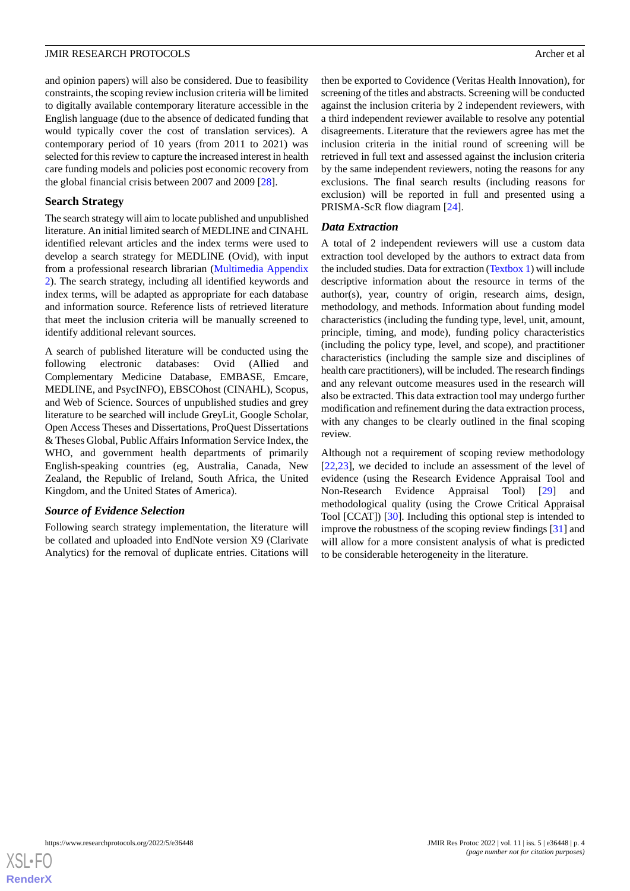and opinion papers) will also be considered. Due to feasibility constraints, the scoping review inclusion criteria will be limited to digitally available contemporary literature accessible in the English language (due to the absence of dedicated funding that would typically cover the cost of translation services). A contemporary period of 10 years (from 2011 to 2021) was selected for this review to capture the increased interest in health care funding models and policies post economic recovery from the global financial crisis between 2007 and 2009 [28].

### Search Strategy

The search strategy will aim to locate published and unpublished literature. An initial limited search of MEDLINE and CINAHL identified relevant articles and the index terms were used to develop a search strategy for MEDLINE (Ovid), with input from a professional research librarian (Multimedia Appendix 2). The search strategy, including all identified keywords and index terms, will be adapted as appropriate for each database and information source. Reference lists of retrieved literature that meet the inclusion criteria will be manually screened to identify additional relevant sources.

A search of published literature will be conducted using the following electronic databases: Ovid (Allied and Complementary Medicine Database, EMBASE, Emcare, MEDLINE, and PsycINFO), EBSCOhost (CINAHL), Scopus, and Web of Science. Sources of unpublished studies and grey literature to be searched will include GreyLit, Google Scholar, Open Access Theses and Dissertations, ProQuest Dissertations & Theses Global, Public Affairs Information Service Index, the WHO, and government health departments of primarily English-speaking countries (eg, Australia, Canada, New Zealand, the Republic of Ireland, South Africa, the United Kingdom, and the United States of America).

### *Source of Evidence Selection*

Following search strategy implementation, the literature will be collated and uploaded into EndNote version X9 (Clarivate Analytics) for the removal of duplicate entries. Citations will then be exported to Covidence (Veritas Health Innovation), for screening of the titles and abstracts. Screening will be conducted against the inclusion criteria by 2 independent reviewers, with a third independent reviewer available to resolve any potential disagreements. Literature that the reviewers agree has met the inclusion criteria in the initial round of screening will be retrieved in full text and assessed against the inclusion criteria by the same independent reviewers, noting the reasons for any exclusions. The final search results (including reasons for exclusion) will be reported in full and presented using a PRISMA-ScR flow diagram [24].

### *Data Extraction*

A total of 2 independent reviewers will use a custom data extraction tool developed by the authors to extract data from the included studies. Data for extraction (Textbox 1) will include descriptive information about the resource in terms of the author(s), year, country of origin, research aims, design, methodology, and methods. Information about funding model characteristics (including the funding type, level, unit, amount, principle, timing, and mode), funding policy characteristics (including the policy type, level, and scope), and practitioner characteristics (including the sample size and disciplines of health care practitioners), will be included. The research findings and any relevant outcome measures used in the research will also be extracted. This data extraction tool may undergo further modification and refinement during the data extraction process, with any changes to be clearly outlined in the final scoping review.

Although not a requirement of scoping review methodology [22,23], we decided to include an assessment of the level of evidence (using the Research Evidence Appraisal Tool and Non-Research Evidence Appraisal Tool) [29] and methodological quality (using the Crowe Critical Appraisal Tool [CCAT]) [30]. Including this optional step is intended to improve the robustness of the scoping review findings [31] and will allow for a more consistent analysis of what is predicted to be considerable heterogeneity in the literature.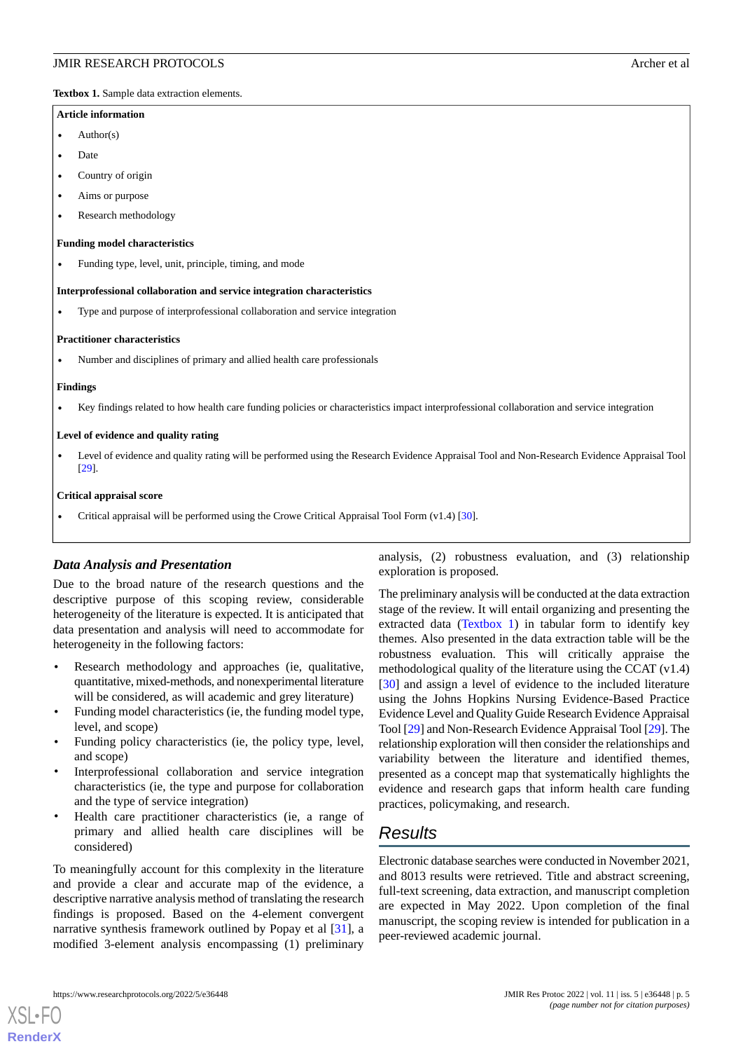**Textbox 1.** Sample data extraction elements.

**Article information**

- Author(s)
- Date
- Country of origin
- Aims or purpose
- Research methodology

**Funding model characteristics**

- Funding type, level, unit, principle, timing, and mode

**Interprofessional collaboration and service integration characteristics**

- Type and purpose of interprofessional collaboration and service integration

**Practitioner characteristics**

- Number and disciplines of primary and allied health care professionals

**Findings**

- Key findings related to how health care funding policies or characteristics impact interprofessional collaboration and service integration

**Level of evidence and quality rating**

- Level of evidence and quality rating will be performed using the Research Evidence Appraisal Tool and Non-Research Evidence Appraisal Tool [29].

**Critical appraisal score**

- Critical appraisal will be performed using the Crowe Critical Appraisal Tool Form (v1.4) [30].

### *Data Analysis and Presentation*

Due to the broad nature of the research questions and the descriptive purpose of this scoping review, considerable heterogeneity of the literature is expected. It is anticipated that data presentation and analysis will need to accommodate for heterogeneity in the following factors:

- Research methodology and approaches (ie, qualitative, quantitative, mixed-methods, and nonexperimental literature will be considered, as will academic and grey literature)
- Funding model characteristics (ie, the funding model type, level, and scope)
- Funding policy characteristics (ie, the policy type, level, and scope)
- Interprofessional collaboration and service integration characteristics (ie, the type and purpose for collaboration and the type of service integration)
- Health care practitioner characteristics (ie, a range of primary and allied health care disciplines will be considered)

To meaningfully account for this complexity in the literature and provide a clear and accurate map of the evidence, a descriptive narrative analysis method of translating the research findings is proposed. Based on the 4-element convergent narrative synthesis framework outlined by Popay et al [31], a modified 3-element analysis encompassing (1) preliminary analysis, (2) robustness evaluation, and (3) relationship exploration is proposed.

The preliminary analysis will be conducted at the data extraction stage of the review. It will entail organizing and presenting the extracted data (Textbox 1) in tabular form to identify key themes. Also presented in the data extraction table will be the robustness evaluation. This will critically appraise the methodological quality of the literature using the CCAT (v1.4) [30] and assign a level of evidence to the included literature using the Johns Hopkins Nursing Evidence-Based Practice Evidence Level and Quality Guide Research Evidence Appraisal Tool [29] and Non-Research Evidence Appraisal Tool [29]. The relationship exploration will then consider the relationships and variability between the literature and identified themes, presented as a concept map that systematically highlights the evidence and research gaps that inform health care funding practices, policymaking, and research.

## Results

Electronic database searches were conducted in November 2021, and 8013 results were retrieved. Title and abstract screening, full-text screening, data extraction, and manuscript completion are expected in May 2022. Upon completion of the final manuscript, the scoping review is intended for publication in a peer-reviewed academic journal.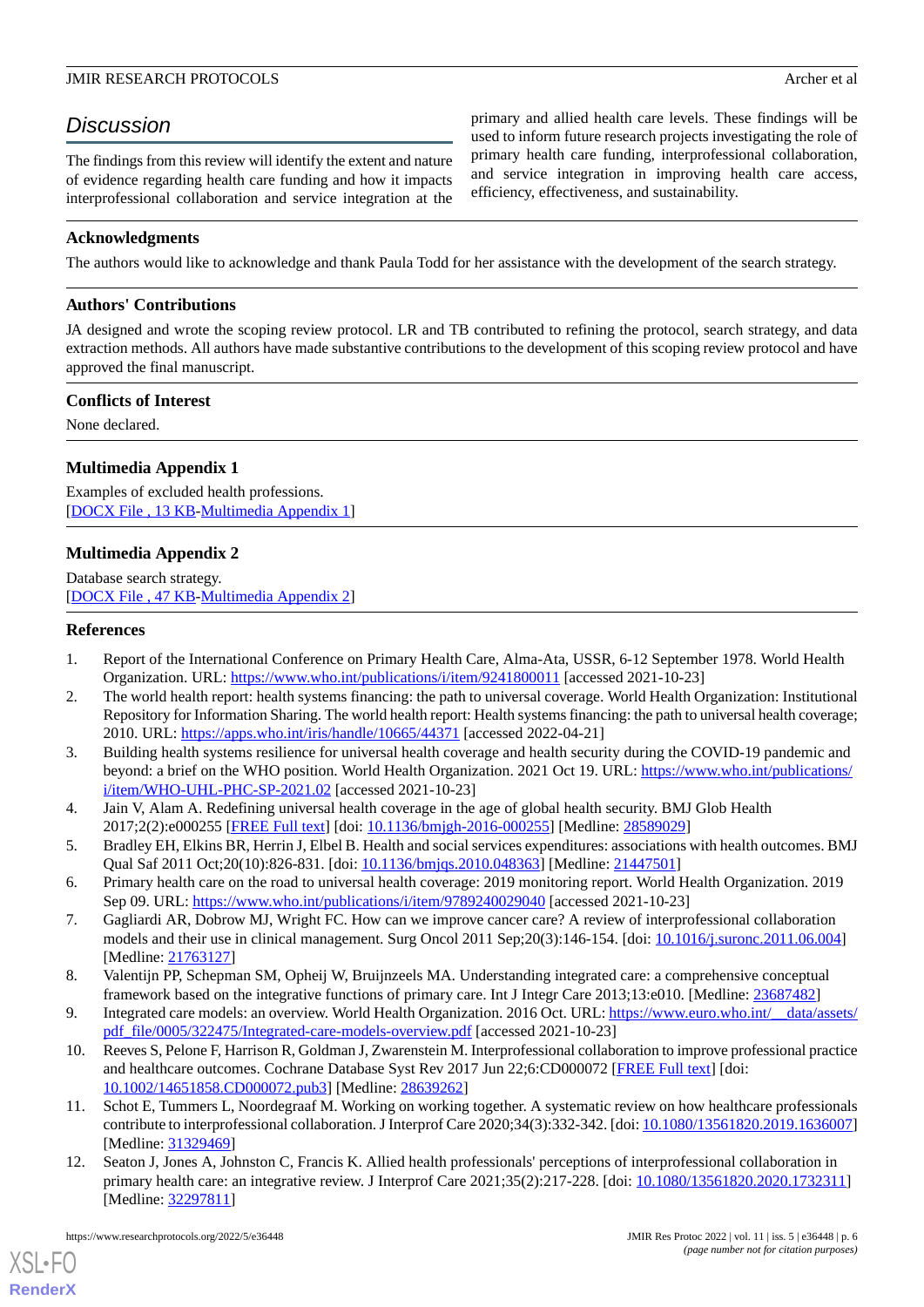## Discussion

The findings from this review will identify the extent and nature of evidence regarding health care funding and how it impacts interprofessional collaboration and service integration at the primary and allied health care levels. These findings will be used to inform future research projects investigating the role of primary health care funding, interprofessional collaboration, and service integration in improving health care access, efficiency, effectiveness, and sustainability.

### Acknowledgments

The authors would like to acknowledge and thank Paula Todd for her assistance with the development of the search strategy.

### Authors' Contributions

JA designed and wrote the scoping review protocol. LR and TB contributed to refining the protocol, search strategy, and data extraction methods. All authors have made substantive contributions to the development of this scoping review protocol and have approved the final manuscript.

### Conflicts of Interest

None declared.

### Multimedia Appendix 1

Examples of excluded health professions.
[DOCX File , 13 KB-Multimedia Appendix 1]

### Multimedia Appendix 2

Database search strategy.
[DOCX File , 47 KB-Multimedia Appendix 2]

### References

1. Report of the International Conference on Primary Health Care, Alma-Ata, USSR, 6-12 September 1978. World Health Organization. URL: https://www.who.int/publications/i/item/9241800011 [accessed 2021-10-23]
2. The world health report: health systems financing: the path to universal coverage. World Health Organization: Institutional Repository for Information Sharing. The world health report: Health systems financing: the path to universal health coverage; 2010. URL: https://apps.who.int/iris/handle/10665/44371 [accessed 2022-04-21]
3. Building health systems resilience for universal health coverage and health security during the COVID-19 pandemic and beyond: a brief on the WHO position. World Health Organization. 2021 Oct 19. URL: https://www.who.int/publications/i/item/WHO-UHL-PHC-SP-2021.02 [accessed 2021-10-23]
4. Jain V, Alam A. Redefining universal health coverage in the age of global health security. BMJ Glob Health 2017;2(2):e000255 [FREE Full text] [doi: 10.1136/bmjgh-2016-000255] [Medline: 28589029]
5. Bradley EH, Elkins BR, Herrin J, Elbel B. Health and social services expenditures: associations with health outcomes. BMJ Qual Saf 2011 Oct;20(10):826-831. [doi: 10.1136/bmjqs.2010.048363] [Medline: 21447501]
6. Primary health care on the road to universal health coverage: 2019 monitoring report. World Health Organization. 2019 Sep 09. URL: https://www.who.int/publications/i/item/9789240029040 [accessed 2021-10-23]
7. Gagliardi AR, Dobrow MJ, Wright FC. How can we improve cancer care? A review of interprofessional collaboration models and their use in clinical management. Surg Oncol 2011 Sep;20(3):146-154. [doi: 10.1016/j.suronc.2011.06.004] [Medline: 21763127]
8. Valentijn PP, Schepman SM, Opheij W, Bruijnzeels MA. Understanding integrated care: a comprehensive conceptual framework based on the integrative functions of primary care. Int J Integr Care 2013;13:e010. [Medline: 23687482]
9. Integrated care models: an overview. World Health Organization. 2016 Oct. URL: https://www.euro.who.int/__data/assets/pdf_file/0005/322475/Integrated-care-models-overview.pdf [accessed 2021-10-23]
10. Reeves S, Pelone F, Harrison R, Goldman J, Zwarenstein M. Interprofessional collaboration to improve professional practice and healthcare outcomes. Cochrane Database Syst Rev 2017 Jun 22;6:CD000072 [FREE Full text] [doi: 10.1002/14651858.CD000072.pub3] [Medline: 28639262]
11. Schot E, Tummers L, Noordegraaf M. Working on working together. A systematic review on how healthcare professionals contribute to interprofessional collaboration. J Interprof Care 2020;34(3):332-342. [doi: 10.1080/13561820.2019.1636007] [Medline: 31329469]
12. Seaton J, Jones A, Johnston C, Francis K. Allied health professionals' perceptions of interprofessional collaboration in primary health care: an integrative review. J Interprof Care 2021;35(2):217-228. [doi: 10.1080/13561820.2020.1732311] [Medline: 32297811]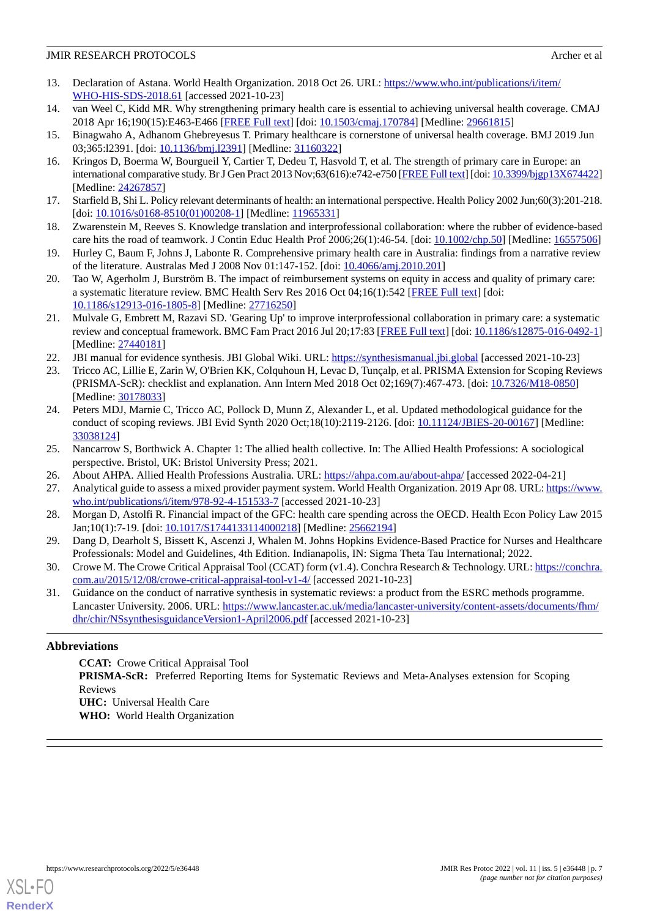13. Declaration of Astana. World Health Organization. 2018 Oct 26. URL: https://www.who.int/publications/i/item/WHO-HIS-SDS-2018.61 [accessed 2021-10-23]
14. van Weel C, Kidd MR. Why strengthening primary health care is essential to achieving universal health coverage. CMAJ 2018 Apr 16;190(15):E463-E466 [FREE Full text] [doi: 10.1503/cmaj.170784] [Medline: 29661815]
15. Binagwaho A, Adhanom Ghebreyesus T. Primary healthcare is cornerstone of universal health coverage. BMJ 2019 Jun 03;365:l2391. [doi: 10.1136/bmj.l2391] [Medline: 31160322]
16. Kringos D, Boerma W, Bourgueil Y, Cartier T, Dedeu T, Hasvold T, et al. The strength of primary care in Europe: an international comparative study. Br J Gen Pract 2013 Nov;63(616):e742-e750 [FREE Full text] [doi: 10.3399/bjgp13X674422] [Medline: 24267857]
17. Starfield B, Shi L. Policy relevant determinants of health: an international perspective. Health Policy 2002 Jun;60(3):201-218. [doi: 10.1016/s0168-8510(01)00208-1] [Medline: 11965331]
18. Zwarenstein M, Reeves S. Knowledge translation and interprofessional collaboration: where the rubber of evidence-based care hits the road of teamwork. J Contin Educ Health Prof 2006;26(1):46-54. [doi: 10.1002/chp.50] [Medline: 16557506]
19. Hurley C, Baum F, Johns J, Labonte R. Comprehensive primary health care in Australia: findings from a narrative review of the literature. Australas Med J 2008 Nov 01:147-152. [doi: 10.4066/amj.2010.201]
20. Tao W, Agerholm J, Burström B. The impact of reimbursement systems on equity in access and quality of primary care: a systematic literature review. BMC Health Serv Res 2016 Oct 04;16(1):542 [FREE Full text] [doi: 10.1186/s12913-016-1805-8] [Medline: 27716250]
21. Mulvale G, Embrett M, Razavi SD. 'Gearing Up' to improve interprofessional collaboration in primary care: a systematic review and conceptual framework. BMC Fam Pract 2016 Jul 20;17:83 [FREE Full text] [doi: 10.1186/s12875-016-0492-1] [Medline: 27440181]
22. JBI manual for evidence synthesis. JBI Global Wiki. URL: https://synthesismanual.jbi.global [accessed 2021-10-23]
23. Tricco AC, Lillie E, Zarin W, O'Brien KK, Colquhoun H, Levac D, Tunçalp, et al. PRISMA Extension for Scoping Reviews (PRISMA-ScR): checklist and explanation. Ann Intern Med 2018 Oct 02;169(7):467-473. [doi: 10.7326/M18-0850] [Medline: 30178033]
24. Peters MDJ, Marnie C, Tricco AC, Pollock D, Munn Z, Alexander L, et al. Updated methodological guidance for the conduct of scoping reviews. JBI Evid Synth 2020 Oct;18(10):2119-2126. [doi: 10.11124/JBIES-20-00167] [Medline: 33038124]
25. Nancarrow S, Borthwick A. Chapter 1: The allied health collective. In: The Allied Health Professions: A sociological perspective. Bristol, UK: Bristol University Press; 2021.
26. About AHPA. Allied Health Professions Australia. URL: https://ahpa.com.au/about-ahpa/ [accessed 2022-04-21]
27. Analytical guide to assess a mixed provider payment system. World Health Organization. 2019 Apr 08. URL: https://www.who.int/publications/i/item/978-92-4-151533-7 [accessed 2021-10-23]
28. Morgan D, Astolfi R. Financial impact of the GFC: health care spending across the OECD. Health Econ Policy Law 2015 Jan;10(1):7-19. [doi: 10.1017/S1744133114000218] [Medline: 25662194]
29. Dang D, Dearholt S, Bissett K, Ascenzi J, Whalen M. Johns Hopkins Evidence-Based Practice for Nurses and Healthcare Professionals: Model and Guidelines, 4th Edition. Indianapolis, IN: Sigma Theta Tau International; 2022.
30. Crowe M. The Crowe Critical Appraisal Tool (CCAT) form (v1.4). Conchra Research & Technology. URL: https://conchra.com.au/2015/12/08/crowe-critical-appraisal-tool-v1-4/ [accessed 2021-10-23]
31. Guidance on the conduct of narrative synthesis in systematic reviews: a product from the ESRC methods programme. Lancaster University. 2006. URL: https://www.lancaster.ac.uk/media/lancaster-university/content-assets/documents/fhm/dhr/chir/NSsynthesisguidanceVersion1-April2006.pdf [accessed 2021-10-23]

## Abbreviations

**CCAT:** Crowe Critical Appraisal Tool
**PRISMA-ScR:** Preferred Reporting Items for Systematic Reviews and Meta-Analyses extension for Scoping Reviews
**UHC:** Universal Health Care
**WHO:** World Health Organization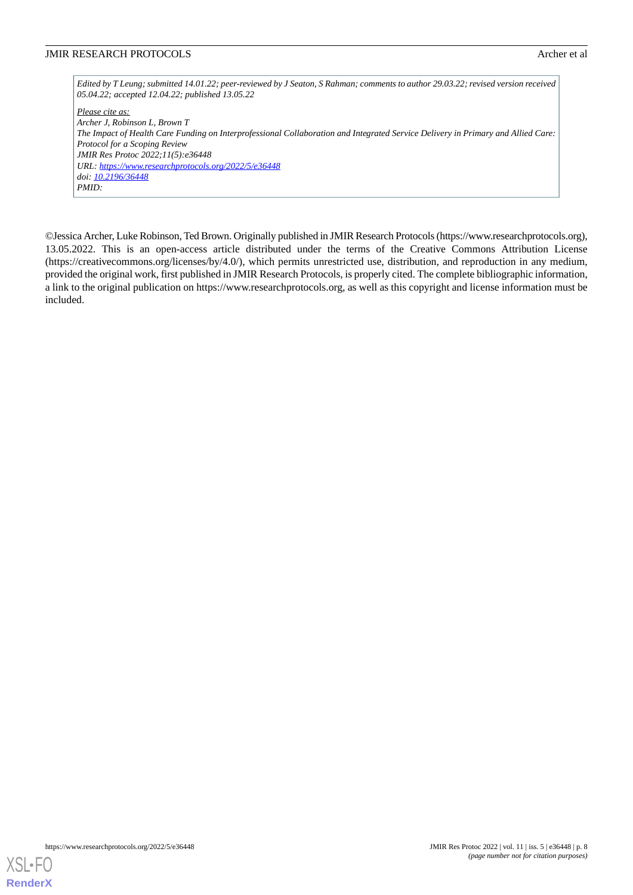*Edited by T Leung; submitted 14.01.22; peer-reviewed by J Seaton, S Rahman; comments to author 29.03.22; revised version received 05.04.22; accepted 12.04.22; published 13.05.22*

*Please cite as:*
*Archer J, Robinson L, Brown T*
*The Impact of Health Care Funding on Interprofessional Collaboration and Integrated Service Delivery in Primary and Allied Care: Protocol for a Scoping Review*
*JMIR Res Protoc 2022;11(5):e36448*
*URL: [https://www.researchprotocols.org/2022/5/e36448](https://www.researchprotocols.org/2022/5/e36448)*
*doi: [10.2196/36448](https://doi.org/10.2196/36448)*
*PMID:*

©Jessica Archer, Luke Robinson, Ted Brown. Originally published in JMIR Research Protocols (https://www.researchprotocols.org), 13.05.2022. This is an open-access article distributed under the terms of the Creative Commons Attribution License (https://creativecommons.org/licenses/by/4.0/), which permits unrestricted use, distribution, and reproduction in any medium, provided the original work, first published in JMIR Research Protocols, is properly cited. The complete bibliographic information, a link to the original publication on https://www.researchprotocols.org, as well as this copyright and license information must be included.